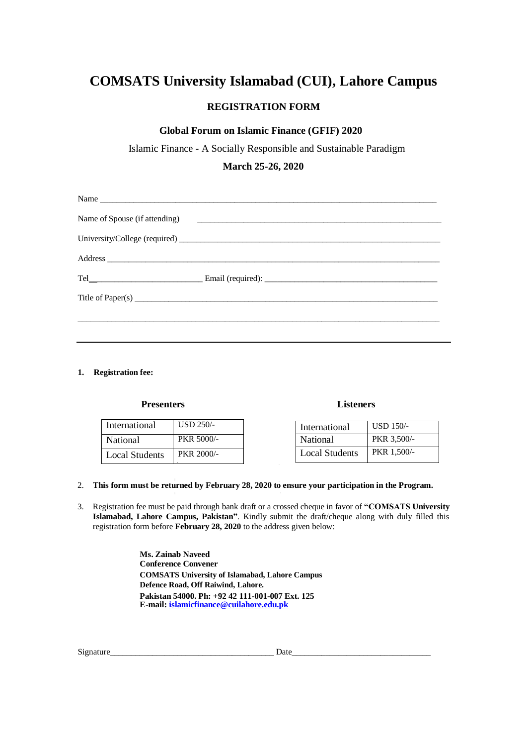# COMSATS University Islamabad (CUI), Lahore Campus

## REGISTRATION FORM

### Global Forum on Islamic Finance (GFIF) 2020

Islamic Finance - A Socially Responsible and Sustainable Paradigm

**March 25-26, 2020**

Name ___________________________________________________________________________

Name of Spouse (if attending) ___________________________________________________________

University/College (required) ___________________________________________________________

Address ________________________________________________________________________

Tel___________________________ Email (required): ________________________________________

Title of Paper(s) _________________________________________________________________

_______________________________________________________________________________

---

**1. Registration fee:**

**Presenters**

| International | USD 250/- |
|---|---|
| National | PKR 5000/- |
| Local Students | PKR 2000/- |

**Listeners**

| International | USD 150/- |
|---|---|
| National | PKR 3,500/- |
| Local Students | PKR 1,500/- |

2. **This form must be returned by February 28, 2020 to ensure your participation in the Program.**

3. Registration fee must be paid through bank draft or a crossed cheque in favor of **"COMSATS University Islamabad, Lahore Campus, Pakistan"**. Kindly submit the draft/cheque along with duly filled this registration form before **February 28, 2020** to the address given below:

**Ms. Zainab Naveed**
**Conference Convener**
**COMSATS University of Islamabad, Lahore Campus**
**Defence Road, Off Raiwind, Lahore.**
**Pakistan 54000. Ph: +92 42 111-001-007 Ext. 125**
**E-mail: islamicfinance@cuilahore.edu.pk**

Signature_______________________________________ Date_________________________________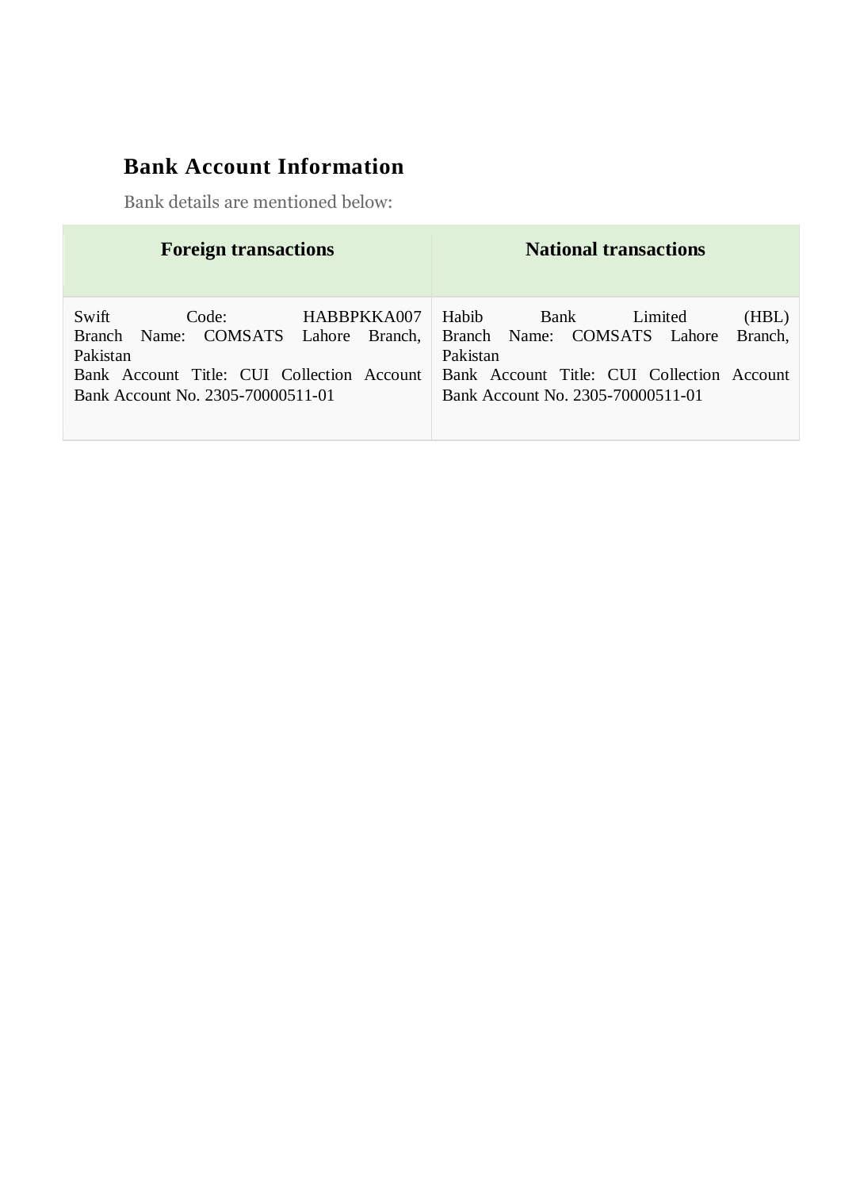## Bank Account Information

Bank details are mentioned below:

| Foreign transactions | National transactions |
|---|---|
| Swift Code: HABBPKKA007<br>Branch Name: COMSATS Lahore Branch, Pakistan<br>Bank Account Title: CUI Collection Account<br>Bank Account No. 2305-70000511-01 | Habib Bank Limited (HBL)<br>Branch Name: COMSATS Lahore Branch, Pakistan<br>Bank Account Title: CUI Collection Account<br>Bank Account No. 2305-70000511-01 |